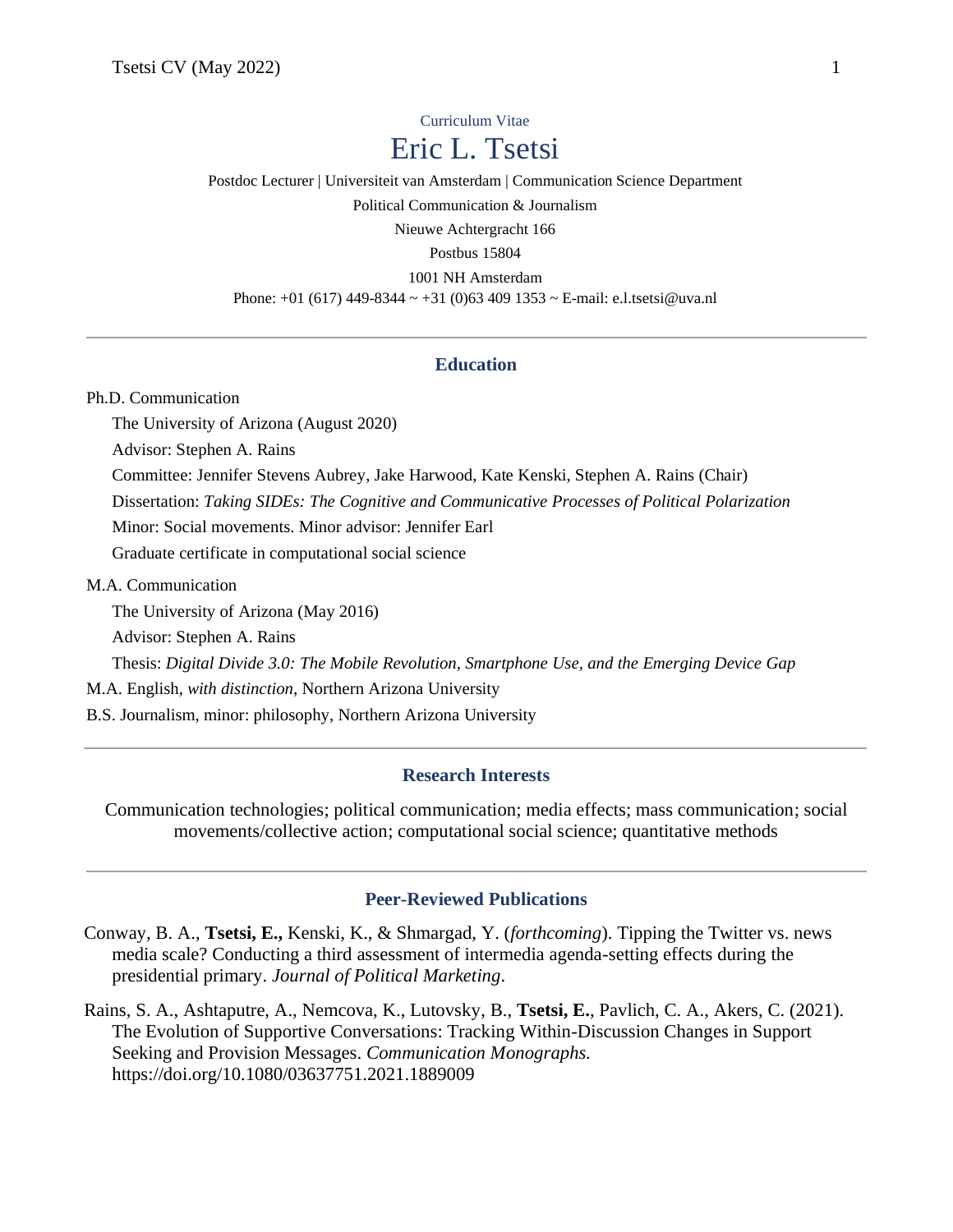Curriculum Vitae

# Eric L. Tsetsi

Postdoc Lecturer | Universiteit van Amsterdam | Communication Science Department

Political Communication & Journalism

Nieuwe Achtergracht 166

Postbus 15804

1001 NH Amsterdam

Phone: +01 (617) 449-8344 ~ +31 (0)63 409 1353 ~ E-mail: e.l.tsetsi@uva.nl

---

## Education

Ph.D. Communication

The University of Arizona (August 2020)

Advisor: Stephen A. Rains

Committee: Jennifer Stevens Aubrey, Jake Harwood, Kate Kenski, Stephen A. Rains (Chair)

Dissertation: *Taking SIDEs: The Cognitive and Communicative Processes of Political Polarization*

Minor: Social movements. Minor advisor: Jennifer Earl

Graduate certificate in computational social science

M.A. Communication

The University of Arizona (May 2016)

Advisor: Stephen A. Rains

Thesis: *Digital Divide 3.0: The Mobile Revolution, Smartphone Use, and the Emerging Device Gap*

M.A. English, *with distinction*, Northern Arizona University

B.S. Journalism, minor: philosophy, Northern Arizona University

---

## Research Interests

Communication technologies; political communication; media effects; mass communication; social movements/collective action; computational social science; quantitative methods

---

## Peer-Reviewed Publications

Conway, B. A., **Tsetsi, E.,** Kenski, K., & Shmargad, Y. (*forthcoming*). Tipping the Twitter vs. news media scale? Conducting a third assessment of intermedia agenda-setting effects during the presidential primary. *Journal of Political Marketing*.

Rains, S. A., Ashtaputre, A., Nemcova, K., Lutovsky, B., **Tsetsi, E.**, Pavlich, C. A., Akers, C. (2021). The Evolution of Supportive Conversations: Tracking Within-Discussion Changes in Support Seeking and Provision Messages. *Communication Monographs.* https://doi.org/10.1080/03637751.2021.1889009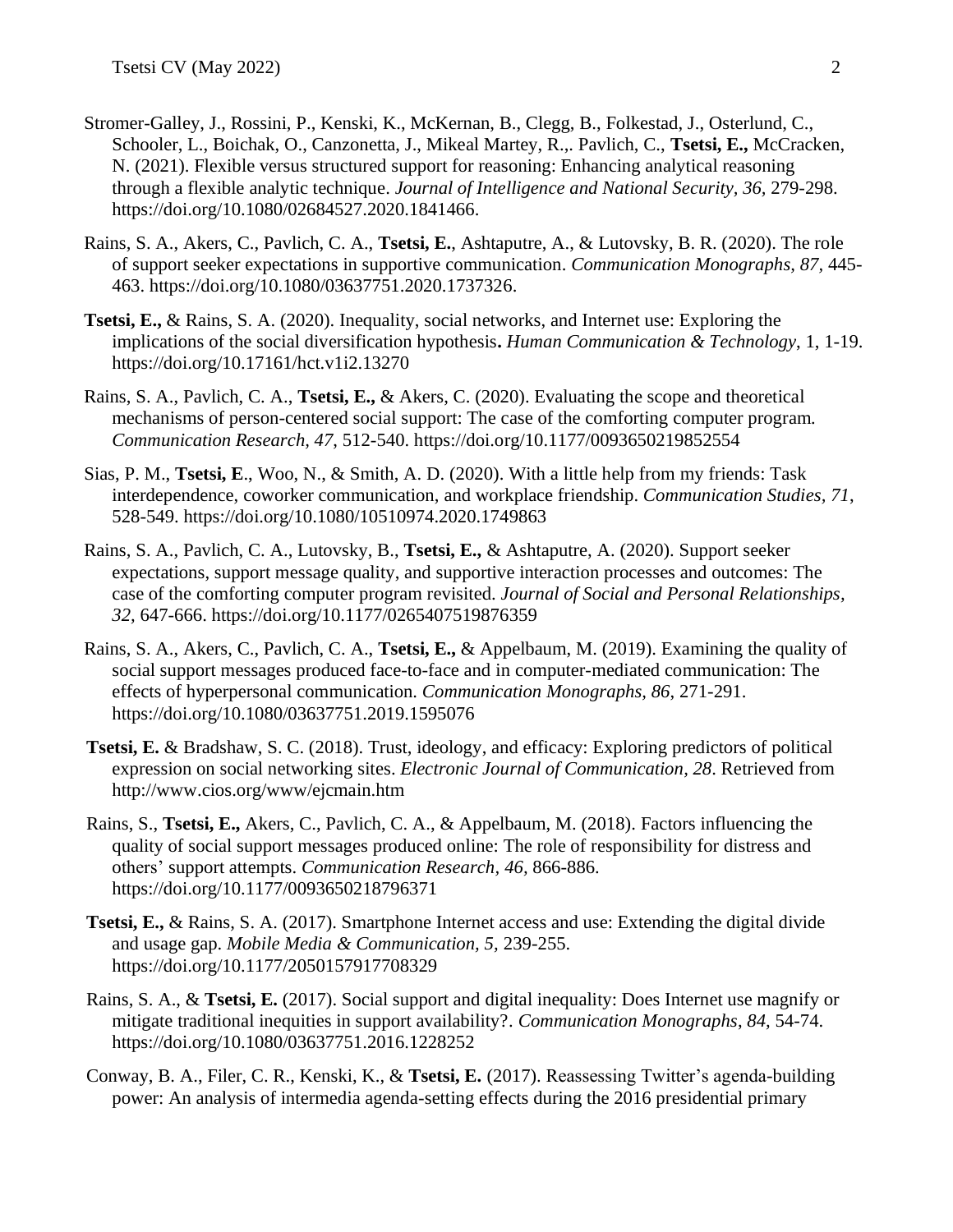Stromer-Galley, J., Rossini, P., Kenski, K., McKernan, B., Clegg, B., Folkestad, J., Osterlund, C., Schooler, L., Boichak, O., Canzonetta, J., Mikeal Martey, R.,. Pavlich, C., **Tsetsi, E.,** McCracken, N. (2021). Flexible versus structured support for reasoning: Enhancing analytical reasoning through a flexible analytic technique. *Journal of Intelligence and National Security, 36,* 279-298. https://doi.org/10.1080/02684527.2020.1841466.

Rains, S. A., Akers, C., Pavlich, C. A., **Tsetsi, E.**, Ashtaputre, A., & Lutovsky, B. R. (2020). The role of support seeker expectations in supportive communication. *Communication Monographs, 87,* 445-463. https://doi.org/10.1080/03637751.2020.1737326.

**Tsetsi, E.,** & Rains, S. A. (2020). Inequality, social networks, and Internet use: Exploring the implications of the social diversification hypothesis**.** *Human Communication & Technology*, 1, 1-19. https://doi.org/10.17161/hct.v1i2.13270

Rains, S. A., Pavlich, C. A., **Tsetsi, E.,** & Akers, C. (2020). Evaluating the scope and theoretical mechanisms of person-centered social support: The case of the comforting computer program. *Communication Research, 47*, 512-540. https://doi.org/10.1177/0093650219852554

Sias, P. M., **Tsetsi, E**., Woo, N., & Smith, A. D. (2020). With a little help from my friends: Task interdependence, coworker communication, and workplace friendship. *Communication Studies, 71*, 528-549. https://doi.org/10.1080/10510974.2020.1749863

Rains, S. A., Pavlich, C. A., Lutovsky, B., **Tsetsi, E.,** & Ashtaputre, A. (2020). Support seeker expectations, support message quality, and supportive interaction processes and outcomes: The case of the comforting computer program revisited. *Journal of Social and Personal Relationships, 32,* 647-666. https://doi.org/10.1177/0265407519876359

Rains, S. A., Akers, C., Pavlich, C. A., **Tsetsi, E.,** & Appelbaum, M. (2019). Examining the quality of social support messages produced face-to-face and in computer-mediated communication: The effects of hyperpersonal communication*. Communication Monographs, 86*, 271-291. https://doi.org/10.1080/03637751.2019.1595076

**Tsetsi, E.** & Bradshaw, S. C. (2018). Trust, ideology, and efficacy: Exploring predictors of political expression on social networking sites. *Electronic Journal of Communication, 28*. Retrieved from http://www.cios.org/www/ejcmain.htm

Rains, S., **Tsetsi, E.,** Akers, C., Pavlich, C. A., & Appelbaum, M. (2018). Factors influencing the quality of social support messages produced online: The role of responsibility for distress and others' support attempts. *Communication Research, 46,* 866-886. https://doi.org/10.1177/0093650218796371

**Tsetsi, E.,** & Rains, S. A. (2017). Smartphone Internet access and use: Extending the digital divide and usage gap. *Mobile Media & Communication, 5,* 239-255. https://doi.org/10.1177/2050157917708329

Rains, S. A., & **Tsetsi, E.** (2017). Social support and digital inequality: Does Internet use magnify or mitigate traditional inequities in support availability?. *Communication Monographs*, *84,* 54-74. https://doi.org/10.1080/03637751.2016.1228252

Conway, B. A., Filer, C. R., Kenski, K., & **Tsetsi, E.** (2017). Reassessing Twitter's agenda-building power: An analysis of intermedia agenda-setting effects during the 2016 presidential primary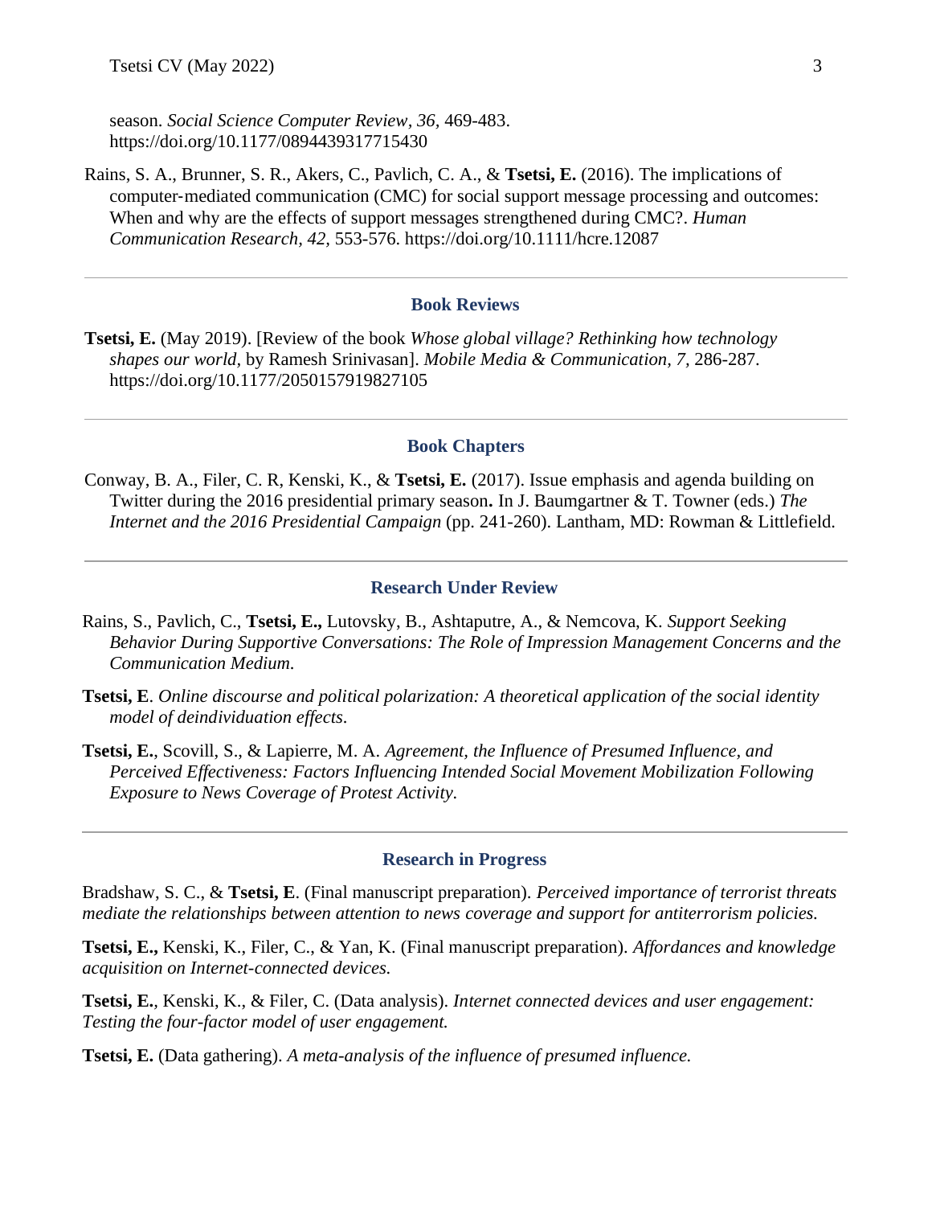season. *Social Science Computer Review, 36,* 469-483. https://doi.org/10.1177/0894439317715430

Rains, S. A., Brunner, S. R., Akers, C., Pavlich, C. A., & **Tsetsi, E.** (2016). The implications of computer-mediated communication (CMC) for social support message processing and outcomes: When and why are the effects of support messages strengthened during CMC?. *Human Communication Research, 42,* 553-576. https://doi.org/10.1111/hcre.12087

## Book Reviews

**Tsetsi, E.** (May 2019). [Review of the book *Whose global village? Rethinking how technology shapes our world,* by Ramesh Srinivasan]. *Mobile Media & Communication, 7,* 286-287. https://doi.org/10.1177/2050157919827105

## Book Chapters

Conway, B. A., Filer, C. R, Kenski, K., & **Tsetsi, E.** (2017). Issue emphasis and agenda building on Twitter during the 2016 presidential primary season**.** In J. Baumgartner & T. Towner (eds.) *The Internet and the 2016 Presidential Campaign* (pp. 241-260). Lantham, MD: Rowman & Littlefield.

## Research Under Review

Rains, S., Pavlich, C., **Tsetsi, E.,** Lutovsky, B., Ashtaputre, A., & Nemcova, K. *Support Seeking Behavior During Supportive Conversations: The Role of Impression Management Concerns and the Communication Medium.*

**Tsetsi, E**. *Online discourse and political polarization: A theoretical application of the social identity model of deindividuation effects.*

**Tsetsi, E.**, Scovill, S., & Lapierre, M. A. *Agreement, the Influence of Presumed Influence, and Perceived Effectiveness: Factors Influencing Intended Social Movement Mobilization Following Exposure to News Coverage of Protest Activity.*

## Research in Progress

Bradshaw, S. C., & **Tsetsi, E**. (Final manuscript preparation). *Perceived importance of terrorist threats mediate the relationships between attention to news coverage and support for antiterrorism policies.*

**Tsetsi, E.,** Kenski, K., Filer, C., & Yan, K. (Final manuscript preparation). *Affordances and knowledge acquisition on Internet-connected devices.*

**Tsetsi, E.**, Kenski, K., & Filer, C. (Data analysis). *Internet connected devices and user engagement: Testing the four-factor model of user engagement.*

**Tsetsi, E.** (Data gathering). *A meta-analysis of the influence of presumed influence.*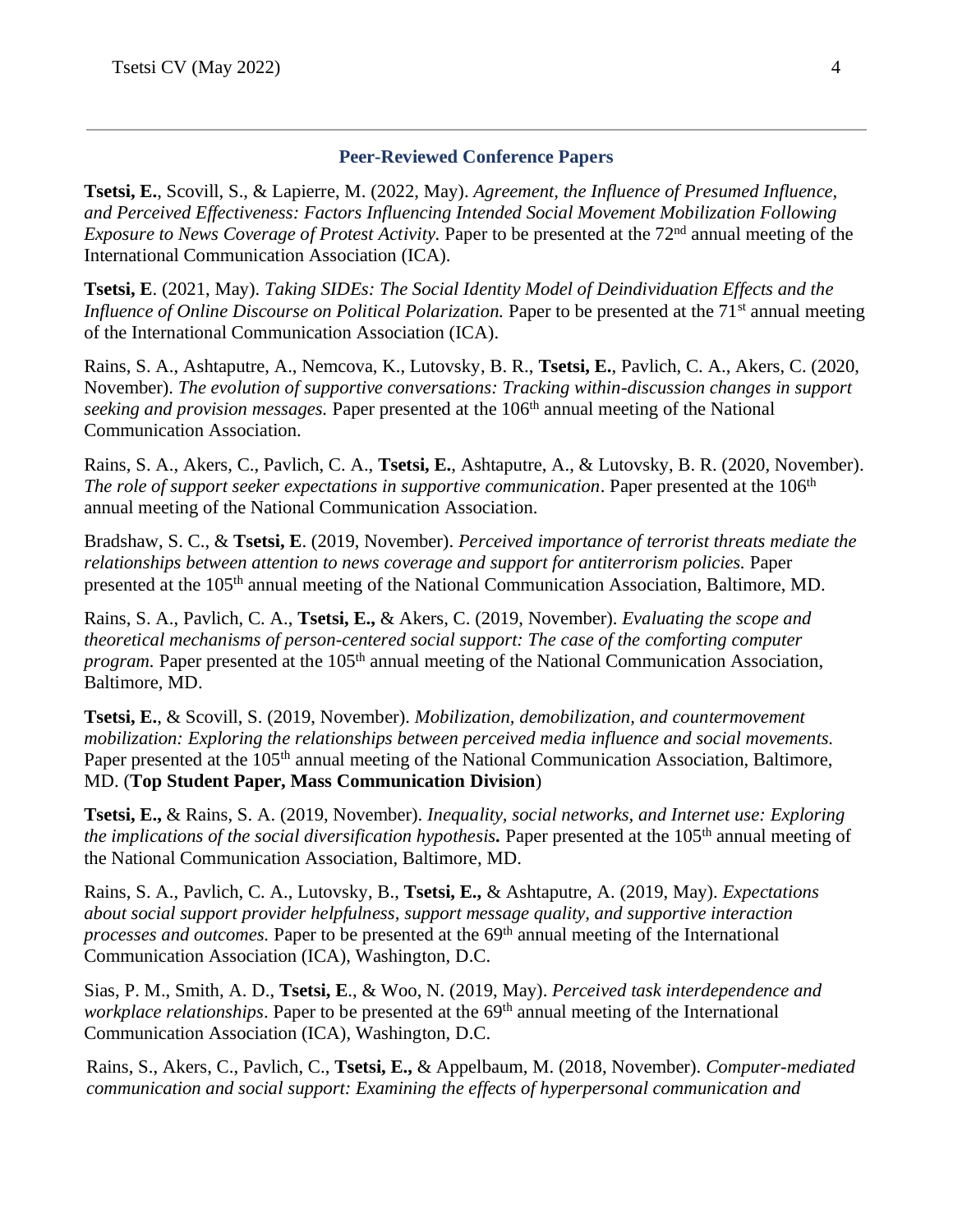## Peer-Reviewed Conference Papers

**Tsetsi, E.**, Scovill, S., & Lapierre, M. (2022, May). *Agreement, the Influence of Presumed Influence, and Perceived Effectiveness: Factors Influencing Intended Social Movement Mobilization Following Exposure to News Coverage of Protest Activity.* Paper to be presented at the 72nd annual meeting of the International Communication Association (ICA).

**Tsetsi, E**. (2021, May). *Taking SIDEs: The Social Identity Model of Deindividuation Effects and the Influence of Online Discourse on Political Polarization.* Paper to be presented at the 71st annual meeting of the International Communication Association (ICA).

Rains, S. A., Ashtaputre, A., Nemcova, K., Lutovsky, B. R., **Tsetsi, E.**, Pavlich, C. A., Akers, C. (2020, November). *The evolution of supportive conversations: Tracking within-discussion changes in support seeking and provision messages.* Paper presented at the 106th annual meeting of the National Communication Association.

Rains, S. A., Akers, C., Pavlich, C. A., **Tsetsi, E.**, Ashtaputre, A., & Lutovsky, B. R. (2020, November). *The role of support seeker expectations in supportive communication*. Paper presented at the 106th annual meeting of the National Communication Association.

Bradshaw, S. C., & **Tsetsi, E**. (2019, November). *Perceived importance of terrorist threats mediate the relationships between attention to news coverage and support for antiterrorism policies.* Paper presented at the 105th annual meeting of the National Communication Association, Baltimore, MD.

Rains, S. A., Pavlich, C. A., **Tsetsi, E.,** & Akers, C. (2019, November). *Evaluating the scope and theoretical mechanisms of person-centered social support: The case of the comforting computer program.* Paper presented at the 105th annual meeting of the National Communication Association, Baltimore, MD.

**Tsetsi, E.**, & Scovill, S. (2019, November). *Mobilization, demobilization, and countermovement mobilization: Exploring the relationships between perceived media influence and social movements.* Paper presented at the 105th annual meeting of the National Communication Association, Baltimore, MD. (**Top Student Paper, Mass Communication Division**)

**Tsetsi, E.,** & Rains, S. A. (2019, November). *Inequality, social networks, and Internet use: Exploring the implications of the social diversification hypothesis***.** Paper presented at the 105th annual meeting of the National Communication Association, Baltimore, MD.

Rains, S. A., Pavlich, C. A., Lutovsky, B., **Tsetsi, E.,** & Ashtaputre, A. (2019, May). *Expectations about social support provider helpfulness, support message quality, and supportive interaction processes and outcomes.* Paper to be presented at the 69th annual meeting of the International Communication Association (ICA), Washington, D.C.

Sias, P. M., Smith, A. D., **Tsetsi, E**., & Woo, N. (2019, May). *Perceived task interdependence and workplace relationships*. Paper to be presented at the 69th annual meeting of the International Communication Association (ICA), Washington, D.C.

Rains, S., Akers, C., Pavlich, C., **Tsetsi, E.,** & Appelbaum, M. (2018, November). *Computer-mediated communication and social support: Examining the effects of hyperpersonal communication and*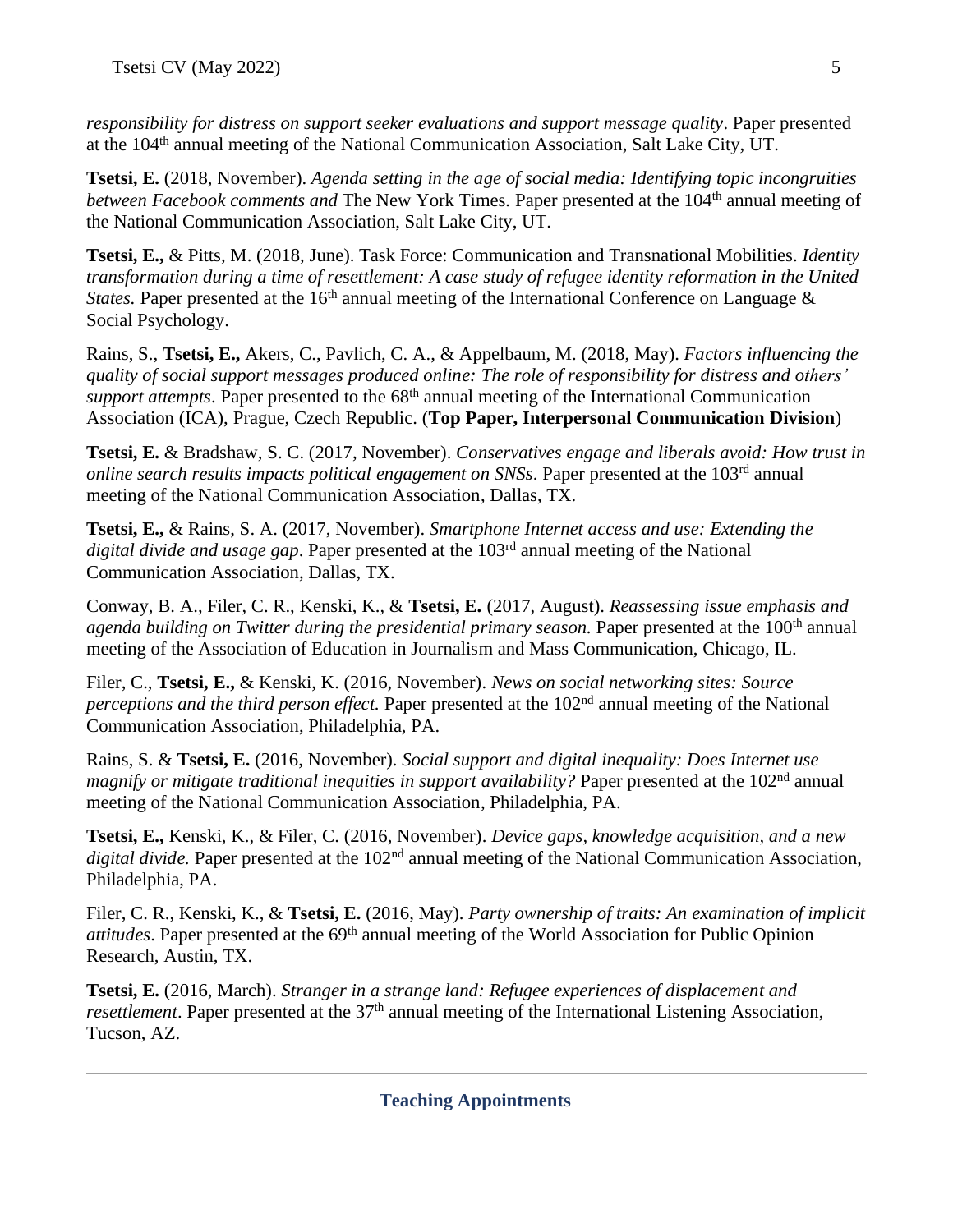*responsibility for distress on support seeker evaluations and support message quality*. Paper presented at the 104th annual meeting of the National Communication Association, Salt Lake City, UT.

**Tsetsi, E.** (2018, November). *Agenda setting in the age of social media: Identifying topic incongruities between Facebook comments and* The New York Times. Paper presented at the 104th annual meeting of the National Communication Association, Salt Lake City, UT.

**Tsetsi, E.,** & Pitts, M. (2018, June). Task Force: Communication and Transnational Mobilities. *Identity transformation during a time of resettlement: A case study of refugee identity reformation in the United States.* Paper presented at the 16th annual meeting of the International Conference on Language & Social Psychology.

Rains, S., **Tsetsi, E.,** Akers, C., Pavlich, C. A., & Appelbaum, M. (2018, May). *Factors influencing the quality of social support messages produced online: The role of responsibility for distress and others' support attempts*. Paper presented to the 68th annual meeting of the International Communication Association (ICA), Prague, Czech Republic. (**Top Paper, Interpersonal Communication Division**)

**Tsetsi, E.** & Bradshaw, S. C. (2017, November). *Conservatives engage and liberals avoid: How trust in online search results impacts political engagement on SNSs*. Paper presented at the 103rd annual meeting of the National Communication Association, Dallas, TX.

**Tsetsi, E.,** & Rains, S. A. (2017, November). *Smartphone Internet access and use: Extending the digital divide and usage gap*. Paper presented at the 103rd annual meeting of the National Communication Association, Dallas, TX.

Conway, B. A., Filer, C. R., Kenski, K., & **Tsetsi, E.** (2017, August). *Reassessing issue emphasis and agenda building on Twitter during the presidential primary season.* Paper presented at the 100th annual meeting of the Association of Education in Journalism and Mass Communication, Chicago, IL.

Filer, C., **Tsetsi, E.,** & Kenski, K. (2016, November). *News on social networking sites: Source perceptions and the third person effect.* Paper presented at the 102nd annual meeting of the National Communication Association, Philadelphia, PA.

Rains, S. & **Tsetsi, E.** (2016, November). *Social support and digital inequality: Does Internet use magnify or mitigate traditional inequities in support availability?* Paper presented at the 102nd annual meeting of the National Communication Association, Philadelphia, PA.

**Tsetsi, E.,** Kenski, K., & Filer, C. (2016, November). *Device gaps, knowledge acquisition, and a new digital divide.* Paper presented at the 102nd annual meeting of the National Communication Association, Philadelphia, PA.

Filer, C. R., Kenski, K., & **Tsetsi, E.** (2016, May). *Party ownership of traits: An examination of implicit attitudes*. Paper presented at the 69th annual meeting of the World Association for Public Opinion Research, Austin, TX.

**Tsetsi, E.** (2016, March). *Stranger in a strange land: Refugee experiences of displacement and resettlement*. Paper presented at the 37th annual meeting of the International Listening Association, Tucson, AZ.

## Teaching Appointments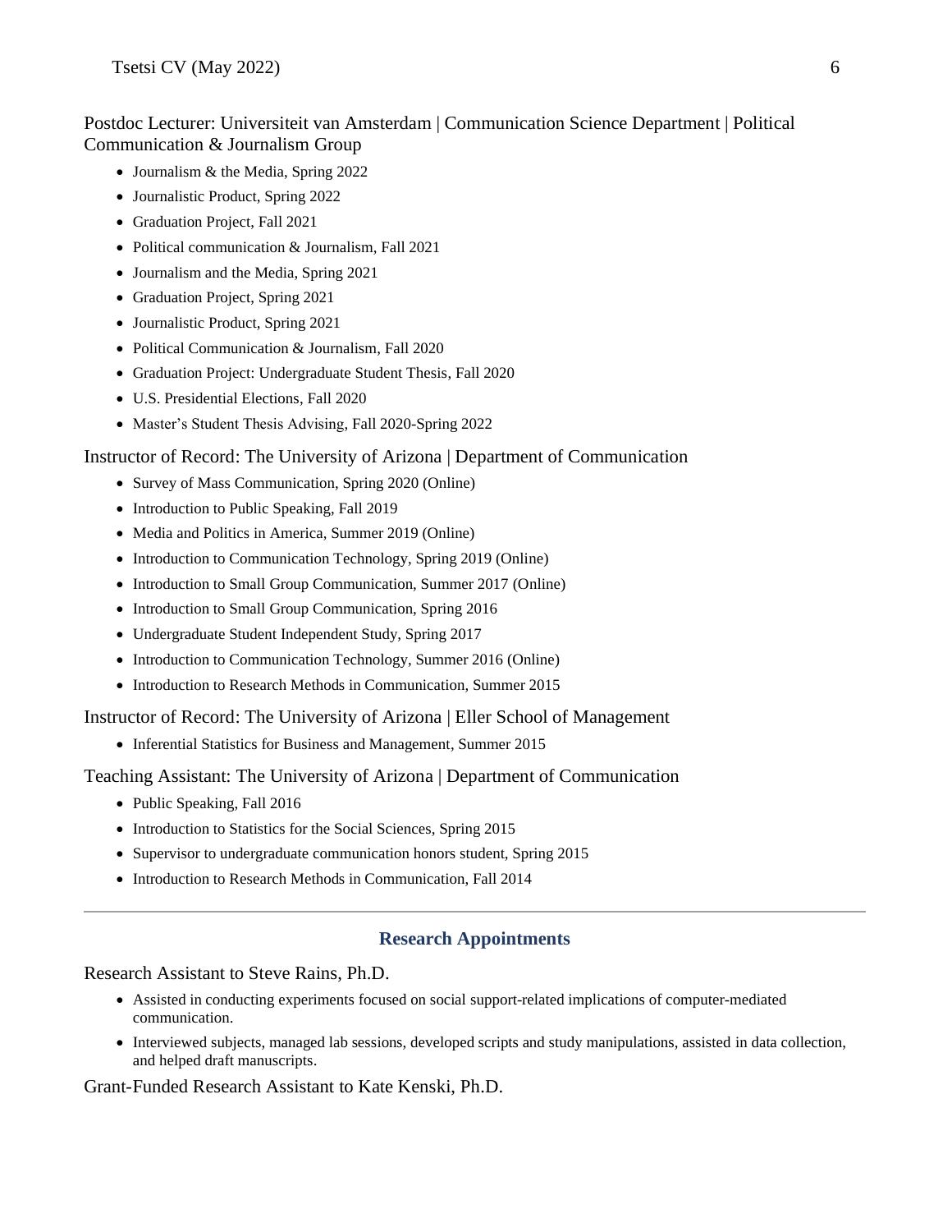Postdoc Lecturer: Universiteit van Amsterdam | Communication Science Department | Political Communication & Journalism Group

- Journalism & the Media, Spring 2022
- Journalistic Product, Spring 2022
- Graduation Project, Fall 2021
- Political communication & Journalism, Fall 2021
- Journalism and the Media, Spring 2021
- Graduation Project, Spring 2021
- Journalistic Product, Spring 2021
- Political Communication & Journalism, Fall 2020
- Graduation Project: Undergraduate Student Thesis, Fall 2020
- U.S. Presidential Elections, Fall 2020
- Master's Student Thesis Advising, Fall 2020-Spring 2022

Instructor of Record: The University of Arizona | Department of Communication

- Survey of Mass Communication, Spring 2020 (Online)
- Introduction to Public Speaking, Fall 2019
- Media and Politics in America, Summer 2019 (Online)
- Introduction to Communication Technology, Spring 2019 (Online)
- Introduction to Small Group Communication, Summer 2017 (Online)
- Introduction to Small Group Communication, Spring 2016
- Undergraduate Student Independent Study, Spring 2017
- Introduction to Communication Technology, Summer 2016 (Online)
- Introduction to Research Methods in Communication, Summer 2015

Instructor of Record: The University of Arizona | Eller School of Management

- Inferential Statistics for Business and Management, Summer 2015

Teaching Assistant: The University of Arizona | Department of Communication

- Public Speaking, Fall 2016
- Introduction to Statistics for the Social Sciences, Spring 2015
- Supervisor to undergraduate communication honors student, Spring 2015
- Introduction to Research Methods in Communication, Fall 2014

---

## Research Appointments

Research Assistant to Steve Rains, Ph.D.

- Assisted in conducting experiments focused on social support-related implications of computer-mediated communication.
- Interviewed subjects, managed lab sessions, developed scripts and study manipulations, assisted in data collection, and helped draft manuscripts.

Grant-Funded Research Assistant to Kate Kenski, Ph.D.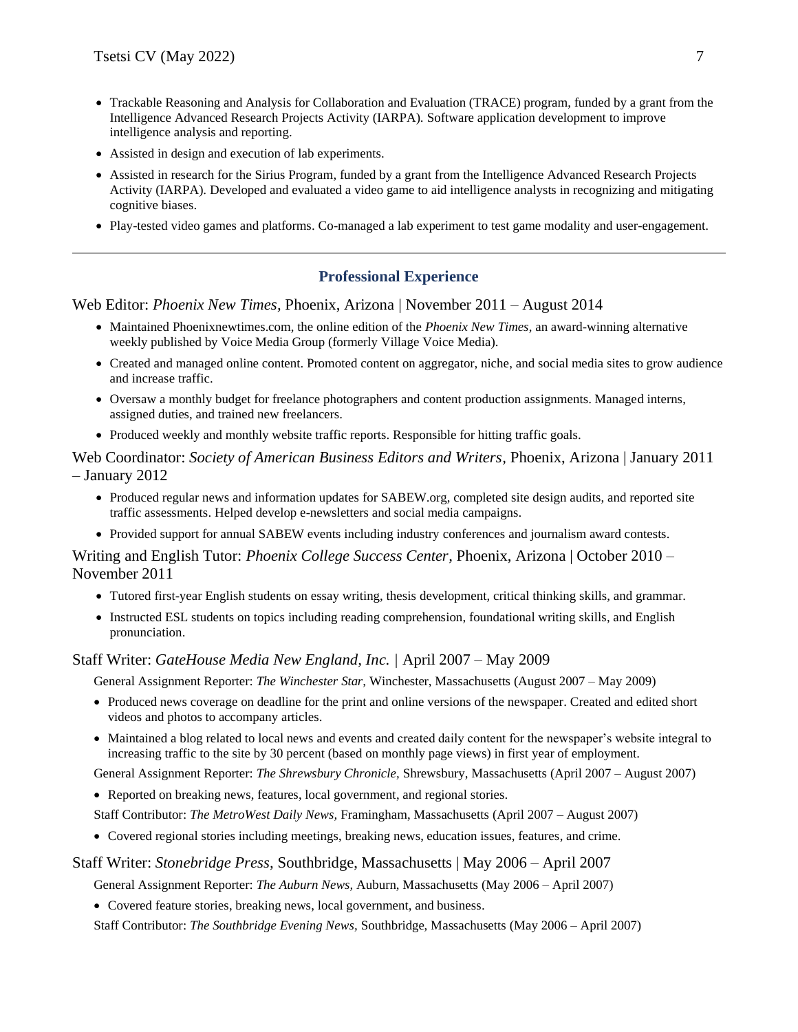- Trackable Reasoning and Analysis for Collaboration and Evaluation (TRACE) program, funded by a grant from the Intelligence Advanced Research Projects Activity (IARPA). Software application development to improve intelligence analysis and reporting.
- Assisted in design and execution of lab experiments.
- Assisted in research for the Sirius Program, funded by a grant from the Intelligence Advanced Research Projects Activity (IARPA). Developed and evaluated a video game to aid intelligence analysts in recognizing and mitigating cognitive biases.
- Play-tested video games and platforms. Co-managed a lab experiment to test game modality and user-engagement.

---

## Professional Experience

Web Editor: *Phoenix New Times*, Phoenix, Arizona | November 2011 – August 2014

- Maintained Phoenixnewtimes.com, the online edition of the *Phoenix New Times*, an award-winning alternative weekly published by Voice Media Group (formerly Village Voice Media).
- Created and managed online content. Promoted content on aggregator, niche, and social media sites to grow audience and increase traffic.
- Oversaw a monthly budget for freelance photographers and content production assignments. Managed interns, assigned duties, and trained new freelancers.
- Produced weekly and monthly website traffic reports. Responsible for hitting traffic goals.

Web Coordinator: *Society of American Business Editors and Writers*, Phoenix, Arizona | January 2011 – January 2012

- Produced regular news and information updates for SABEW.org, completed site design audits, and reported site traffic assessments. Helped develop e-newsletters and social media campaigns.
- Provided support for annual SABEW events including industry conferences and journalism award contests.

Writing and English Tutor: *Phoenix College Success Center*, Phoenix, Arizona | October 2010 – November 2011

- Tutored first-year English students on essay writing, thesis development, critical thinking skills, and grammar.
- Instructed ESL students on topics including reading comprehension, foundational writing skills, and English pronunciation.

Staff Writer: *GateHouse Media New England, Inc.* | April 2007 – May 2009

General Assignment Reporter: *The Winchester Star*, Winchester, Massachusetts (August 2007 – May 2009)

- Produced news coverage on deadline for the print and online versions of the newspaper. Created and edited short videos and photos to accompany articles.
- Maintained a blog related to local news and events and created daily content for the newspaper's website integral to increasing traffic to the site by 30 percent (based on monthly page views) in first year of employment.

General Assignment Reporter: *The Shrewsbury Chronicle*, Shrewsbury, Massachusetts (April 2007 – August 2007)

- Reported on breaking news, features, local government, and regional stories.

Staff Contributor: *The MetroWest Daily News*, Framingham, Massachusetts (April 2007 – August 2007)

- Covered regional stories including meetings, breaking news, education issues, features, and crime.

Staff Writer: *Stonebridge Press*, Southbridge, Massachusetts | May 2006 – April 2007

General Assignment Reporter: *The Auburn News*, Auburn, Massachusetts (May 2006 – April 2007)

- Covered feature stories, breaking news, local government, and business.

Staff Contributor: *The Southbridge Evening News*, Southbridge, Massachusetts (May 2006 – April 2007)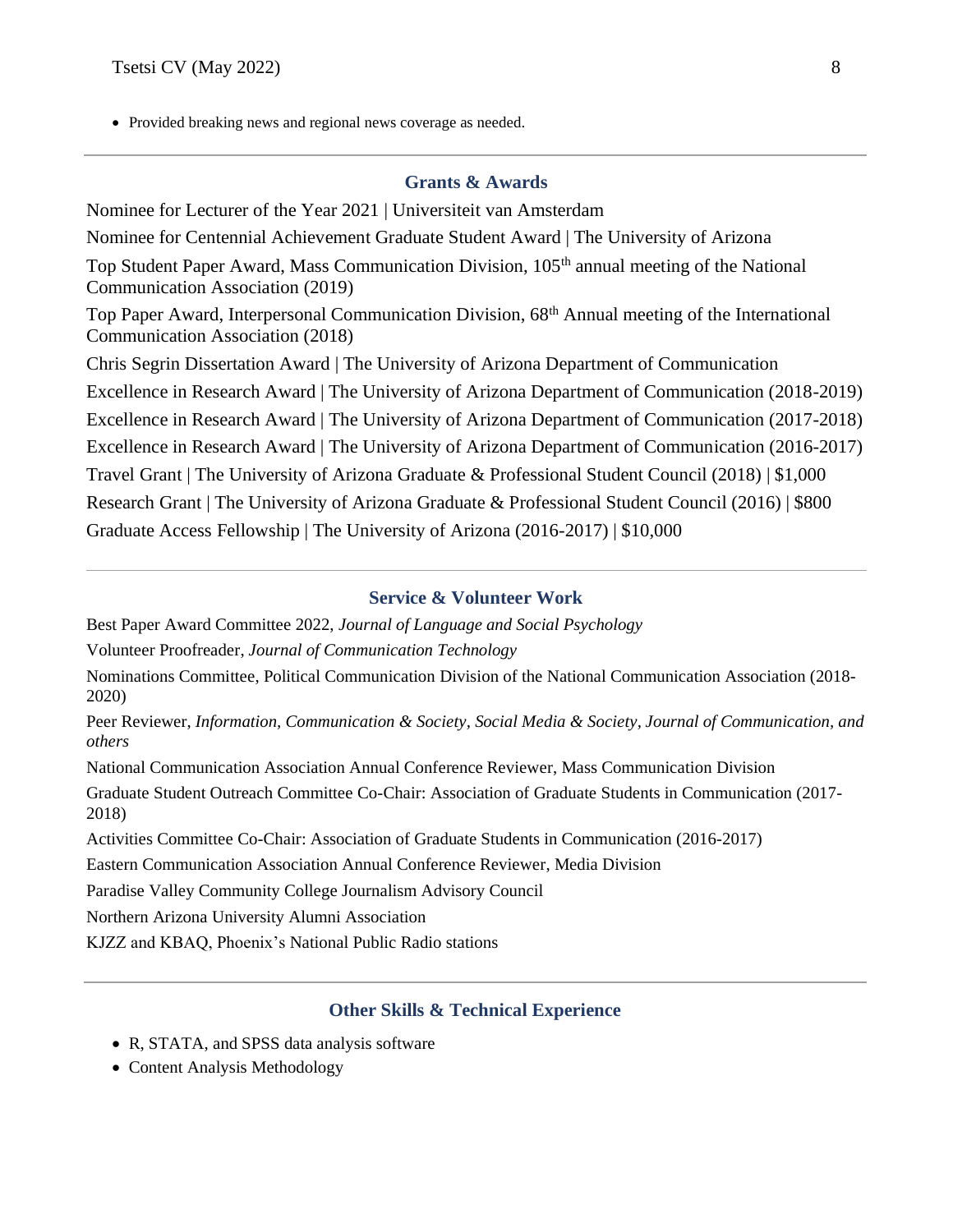- Provided breaking news and regional news coverage as needed.

## Grants & Awards

Nominee for Lecturer of the Year 2021 | Universiteit van Amsterdam

Nominee for Centennial Achievement Graduate Student Award | The University of Arizona

Top Student Paper Award, Mass Communication Division, 105th annual meeting of the National Communication Association (2019)

Top Paper Award, Interpersonal Communication Division, 68th Annual meeting of the International Communication Association (2018)

Chris Segrin Dissertation Award | The University of Arizona Department of Communication

Excellence in Research Award | The University of Arizona Department of Communication (2018-2019)

Excellence in Research Award | The University of Arizona Department of Communication (2017-2018)

Excellence in Research Award | The University of Arizona Department of Communication (2016-2017)

Travel Grant | The University of Arizona Graduate & Professional Student Council (2018) | $1,000

Research Grant | The University of Arizona Graduate & Professional Student Council (2016) | $800

Graduate Access Fellowship | The University of Arizona (2016-2017) | $10,000

## Service & Volunteer Work

Best Paper Award Committee 2022, *Journal of Language and Social Psychology*

Volunteer Proofreader, *Journal of Communication Technology*

Nominations Committee, Political Communication Division of the National Communication Association (2018-2020)

Peer Reviewer, *Information, Communication & Society*, *Social Media & Society*, *Journal of Communication*, *and others*

National Communication Association Annual Conference Reviewer, Mass Communication Division

Graduate Student Outreach Committee Co-Chair: Association of Graduate Students in Communication (2017-2018)

Activities Committee Co-Chair: Association of Graduate Students in Communication (2016-2017)

Eastern Communication Association Annual Conference Reviewer, Media Division

Paradise Valley Community College Journalism Advisory Council

Northern Arizona University Alumni Association

KJZZ and KBAQ, Phoenix's National Public Radio stations

## Other Skills & Technical Experience

- R, STATA, and SPSS data analysis software
- Content Analysis Methodology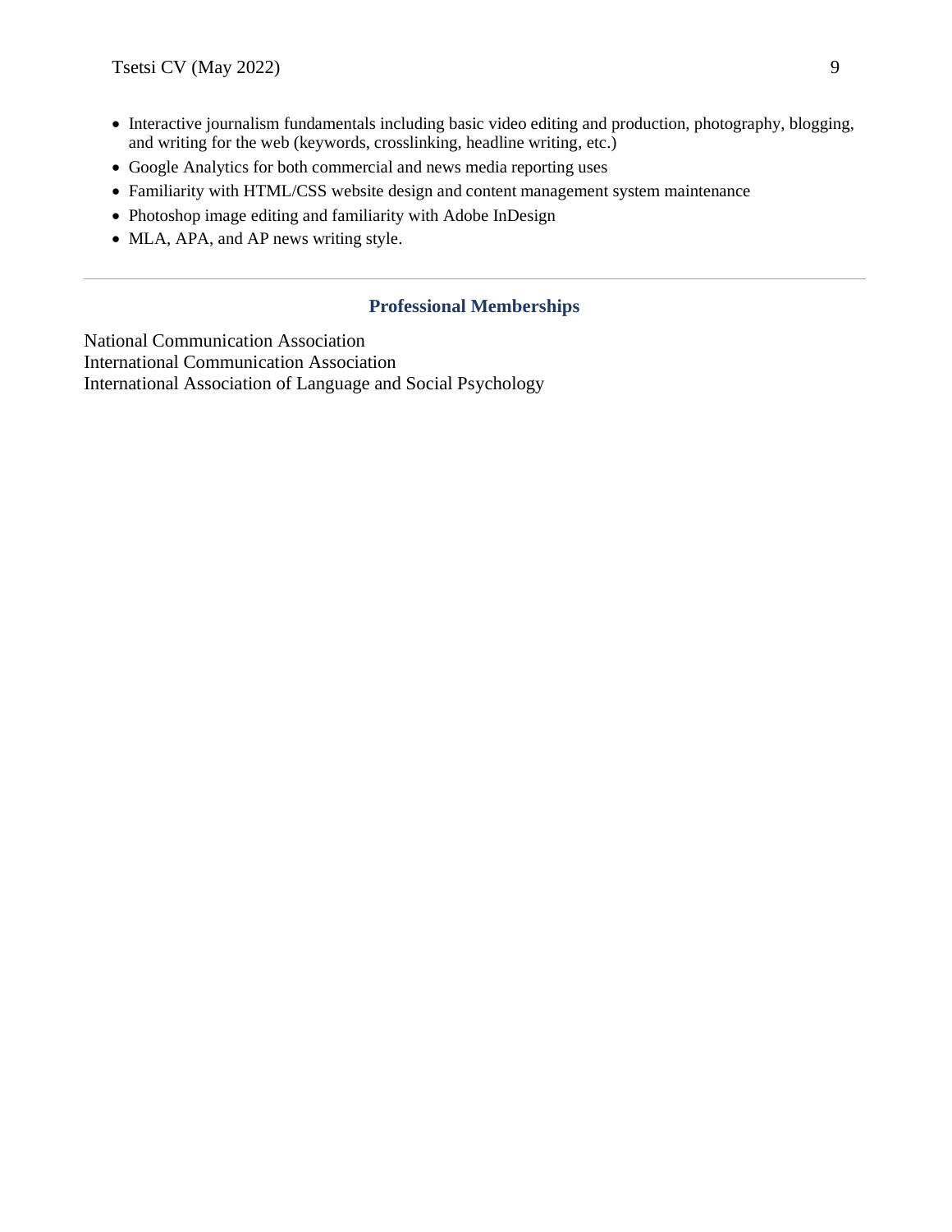- Interactive journalism fundamentals including basic video editing and production, photography, blogging, and writing for the web (keywords, crosslinking, headline writing, etc.)
- Google Analytics for both commercial and news media reporting uses
- Familiarity with HTML/CSS website design and content management system maintenance
- Photoshop image editing and familiarity with Adobe InDesign
- MLA, APA, and AP news writing style.

---

## Professional Memberships

National Communication Association
International Communication Association
International Association of Language and Social Psychology